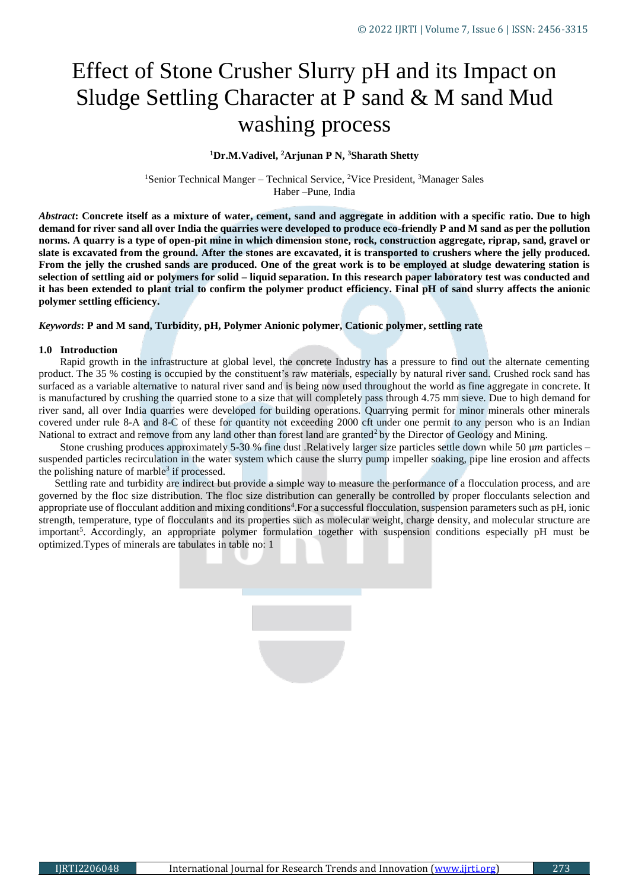# Effect of Stone Crusher Slurry pH and its Impact on Sludge Settling Character at P sand & M sand Mud washing process

**[1]Dr.M.Vadivel, [2]Arjunan P N, [3]Sharath Shetty**

[1]Senior Technical Manger – Technical Service, [2]Vice President, [3]Manager Sales
Haber –Pune, India

***Abstract*: Concrete itself as a mixture of water, cement, sand and aggregate in addition with a specific ratio. Due to high demand for river sand all over India the quarries were developed to produce eco-friendly P and M sand as per the pollution norms. A quarry is a type of open-pit mine in which dimension stone, rock, construction aggregate, riprap, sand, gravel or slate is excavated from the ground. After the stones are excavated, it is transported to crushers where the jelly produced. From the jelly the crushed sands are produced. One of the great work is to be employed at sludge dewatering station is selection of settling aid or polymers for solid – liquid separation. In this research paper laboratory test was conducted and it has been extended to plant trial to confirm the polymer product efficiency. Final pH of sand slurry affects the anionic polymer settling efficiency.**

***Keywords*: P and M sand, Turbidity, pH, Polymer Anionic polymer, Cationic polymer, settling rate**

## 1.0 Introduction

Rapid growth in the infrastructure at global level, the concrete Industry has a pressure to find out the alternate cementing product. The 35 % costing is occupied by the constituent's raw materials, especially by natural river sand. Crushed rock sand has surfaced as a variable alternative to natural river sand and is being now used throughout the world as fine aggregate in concrete. It is manufactured by crushing the quarried stone to a size that will completely pass through 4.75 mm sieve. Due to high demand for river sand, all over India quarries were developed for building operations. Quarrying permit for minor minerals other minerals covered under rule 8-A and 8-C of these for quantity not exceeding 2000 cft under one permit to any person who is an Indian National to extract and remove from any land other than forest land are granted[2] by the Director of Geology and Mining.

Stone crushing produces approximately 5-30 % fine dust .Relatively larger size particles settle down while 50 $\mu m$ particles – suspended particles recirculation in the water system which cause the slurry pump impeller soaking, pipe line erosion and affects the polishing nature of marble[3] if processed.

Settling rate and turbidity are indirect but provide a simple way to measure the performance of a flocculation process, and are governed by the floc size distribution. The floc size distribution can generally be controlled by proper flocculants selection and appropriate use of flocculant addition and mixing conditions[4].For a successful flocculation, suspension parameters such as pH, ionic strength, temperature, type of flocculants and its properties such as molecular weight, charge density, and molecular structure are important[5]. Accordingly, an appropriate polymer formulation together with suspension conditions especially pH must be optimized.Types of minerals are tabulates in table no: 1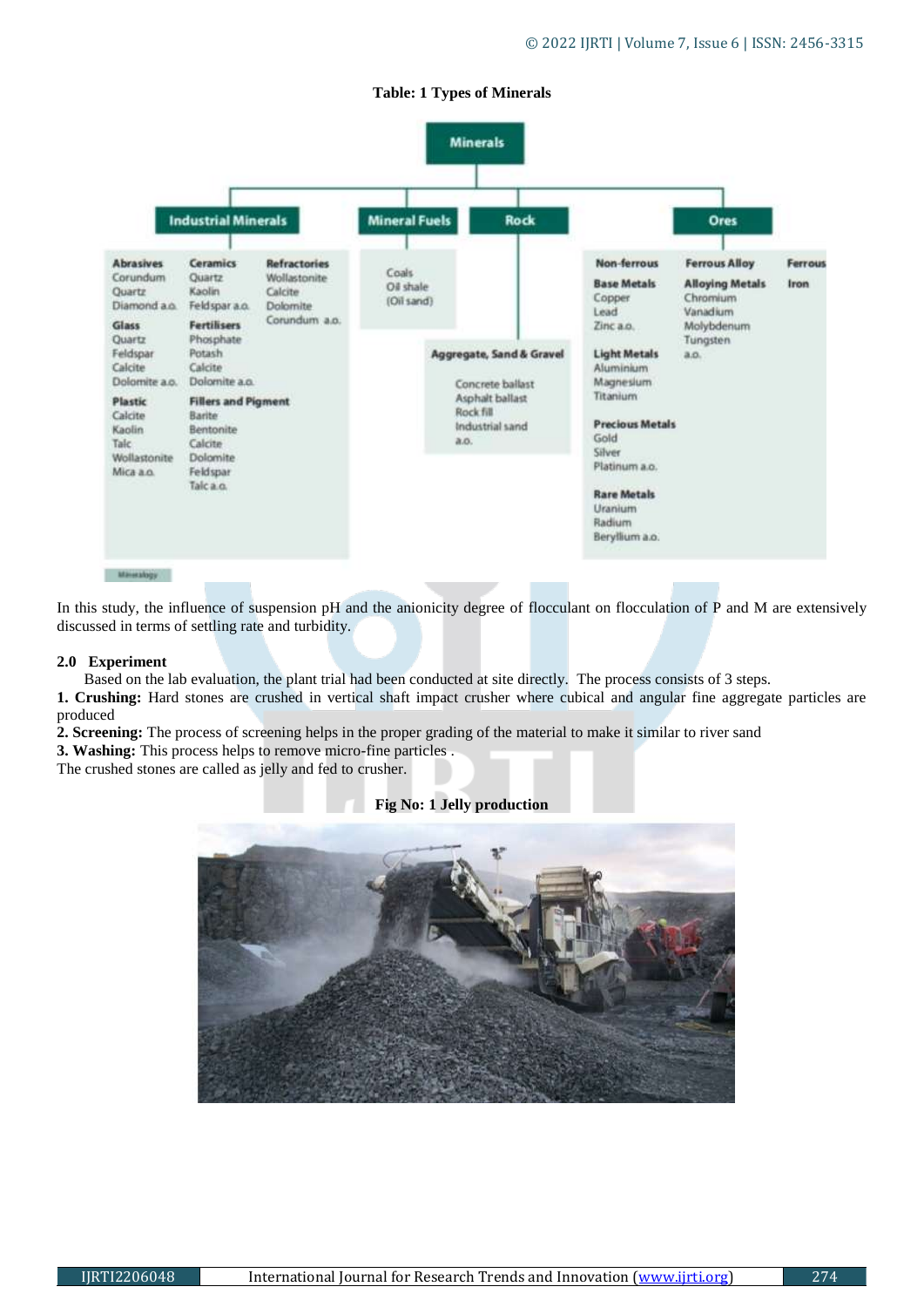**Table: 1 Types of Minerals**

| Minerals | | | | | | |
|---|---|---|---|---|---|---|
| **Industrial Minerals** | | | **Mineral Fuels** | **Rock** | **Ores** | | |
| **Abrasives** Corundum, Quartz, Diamond a.o. | **Ceramics** Quartz, Kaolin, Feldspar a.o. | **Refractories** Wollastonite, Calcite, Dolomite, Corundum a.o. | Coals, Oil shale (Oil sand) | **Aggregate, Sand & Gravel** Concrete ballast, Asphalt ballast, Rock fill, Industrial sand a.o. | **Non-ferrous** | **Ferrous Alloy** | **Ferrous** |
| **Glass** Quartz, Feldspar, Calcite, Dolomite a.o. | **Fertilisers** Phosphate, Potash, Calcite, Dolomite a.o. | | | | **Base Metals** Copper, Lead, Zinc a.o. | **Alloying Metals** Chromium, Vanadium, Molybdenum, Tungsten a.o. | Iron |
| **Plastic** Calcite, Kaolin, Talc, Wollastonite, Mica a.o. | **Fillers and Pigment** Barite, Bentonite, Calcite, Dolomite, Feldspar, Talc a.o. | | | | **Light Metals** Aluminium, Magnesium, Titanium | | |
| | | | | | **Precious Metals** Gold, Silver, Platinum a.o. | | |
| | | | | | **Rare Metals** Uranium, Radium, Beryllium a.o. | | |

In this study, the influence of suspension pH and the anionicity degree of flocculant on flocculation of P and M are extensively discussed in terms of settling rate and turbidity.

## 2.0 Experiment

Based on the lab evaluation, the plant trial had been conducted at site directly. The process consists of 3 steps.

**1. Crushing:** Hard stones are crushed in vertical shaft impact crusher where cubical and angular fine aggregate particles are produced

**2. Screening:** The process of screening helps in the proper grading of the material to make it similar to river sand

**3. Washing:** This process helps to remove micro-fine particles .

The crushed stones are called as jelly and fed to crusher.

**Fig No: 1 Jelly production**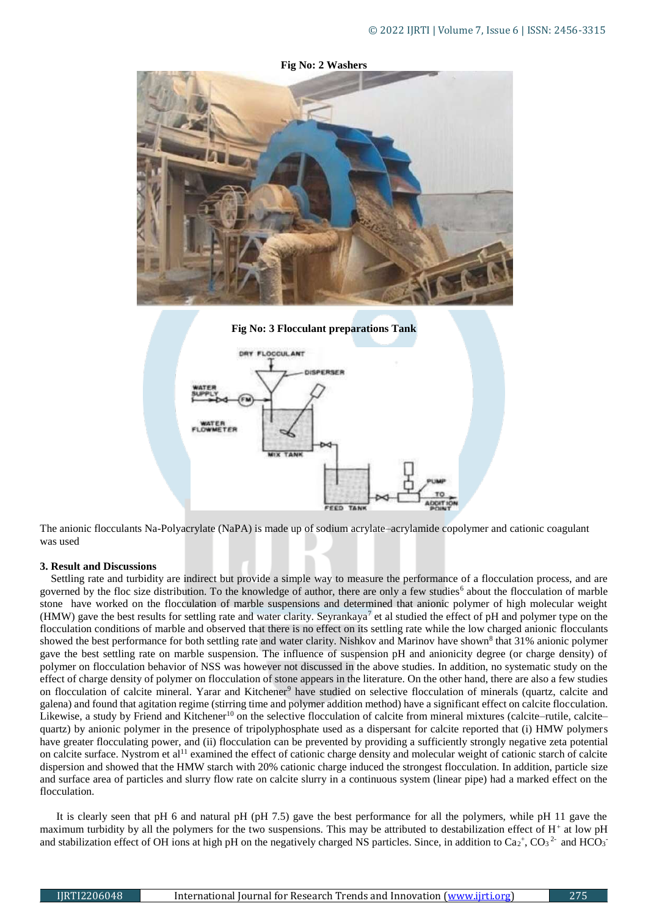**Fig No: 2 Washers**

**Fig No: 3 Flocculant preparations Tank**

The anionic flocculants Na-Polyacrylate (NaPA) is made up of sodium acrylate–acrylamide copolymer and cationic coagulant was used

### 3. Result and Discussions

Settling rate and turbidity are indirect but provide a simple way to measure the performance of a flocculation process, and are governed by the floc size distribution. To the knowledge of author, there are only a few studies[6] about the flocculation of marble stone have worked on the flocculation of marble suspensions and determined that anionic polymer of high molecular weight (HMW) gave the best results for settling rate and water clarity. Seyrankaya[7] et al studied the effect of pH and polymer type on the flocculation conditions of marble and observed that there is no effect on its settling rate while the low charged anionic flocculants showed the best performance for both settling rate and water clarity. Nishkov and Marinov have shown[8] that 31% anionic polymer gave the best settling rate on marble suspension. The influence of suspension pH and anionicity degree (or charge density) of polymer on flocculation behavior of NSS was however not discussed in the above studies. In addition, no systematic study on the effect of charge density of polymer on flocculation of stone appears in the literature. On the other hand, there are also a few studies on flocculation of calcite mineral. Yarar and Kitchener[9] have studied on selective flocculation of minerals (quartz, calcite and galena) and found that agitation regime (stirring time and polymer addition method) have a significant effect on calcite flocculation. Likewise, a study by Friend and Kitchener[10] on the selective flocculation of calcite from mineral mixtures (calcite–rutile, calcite–quartz) by anionic polymer in the presence of tripolyphosphate used as a dispersant for calcite reported that (i) HMW polymers have greater flocculating power, and (ii) flocculation can be prevented by providing a sufficiently strongly negative zeta potential on calcite surface. Nystrom et al[11] examined the effect of cationic charge density and molecular weight of cationic starch of calcite dispersion and showed that the HMW starch with 20% cationic charge induced the strongest flocculation. In addition, particle size and surface area of particles and slurry flow rate on calcite slurry in a continuous system (linear pipe) had a marked effect on the flocculation.

It is clearly seen that pH 6 and natural pH (pH 7.5) gave the best performance for all the polymers, while pH 11 gave the maximum turbidity by all the polymers for the two suspensions. This may be attributed to destabilization effect of $H^+$ at low pH and stabilization effect of OH ions at high pH on the negatively charged NS particles. Since, in addition to $Ca_2^+$, $CO_3^{2-}$ and $HCO_3^-$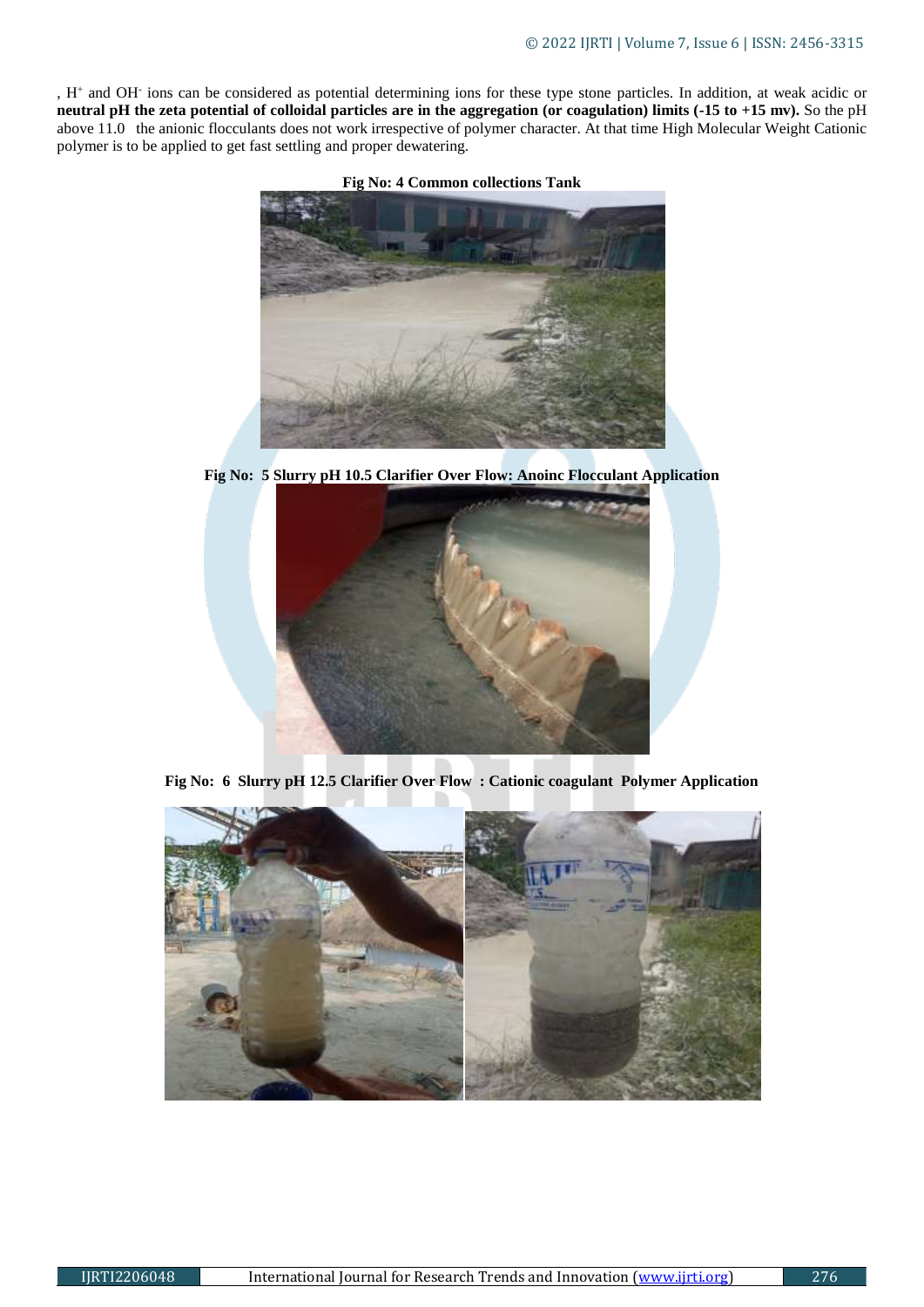, $H^+$ and $OH^-$ ions can be considered as potential determining ions for these type stone particles. In addition, at weak acidic or **neutral pH the zeta potential of colloidal particles are in the aggregation (or coagulation) limits (-15 to +15 mv).** So the pH above 11.0 the anionic flocculants does not work irrespective of polymer character. At that time High Molecular Weight Cationic polymer is to be applied to get fast settling and proper dewatering.

**Fig No: 4 Common collections Tank**

**Fig No: 5 Slurry pH 10.5 Clarifier Over Flow: Anoinc Flocculant Application**

**Fig No: 6 Slurry pH 12.5 Clarifier Over Flow : Cationic coagulant Polymer Application**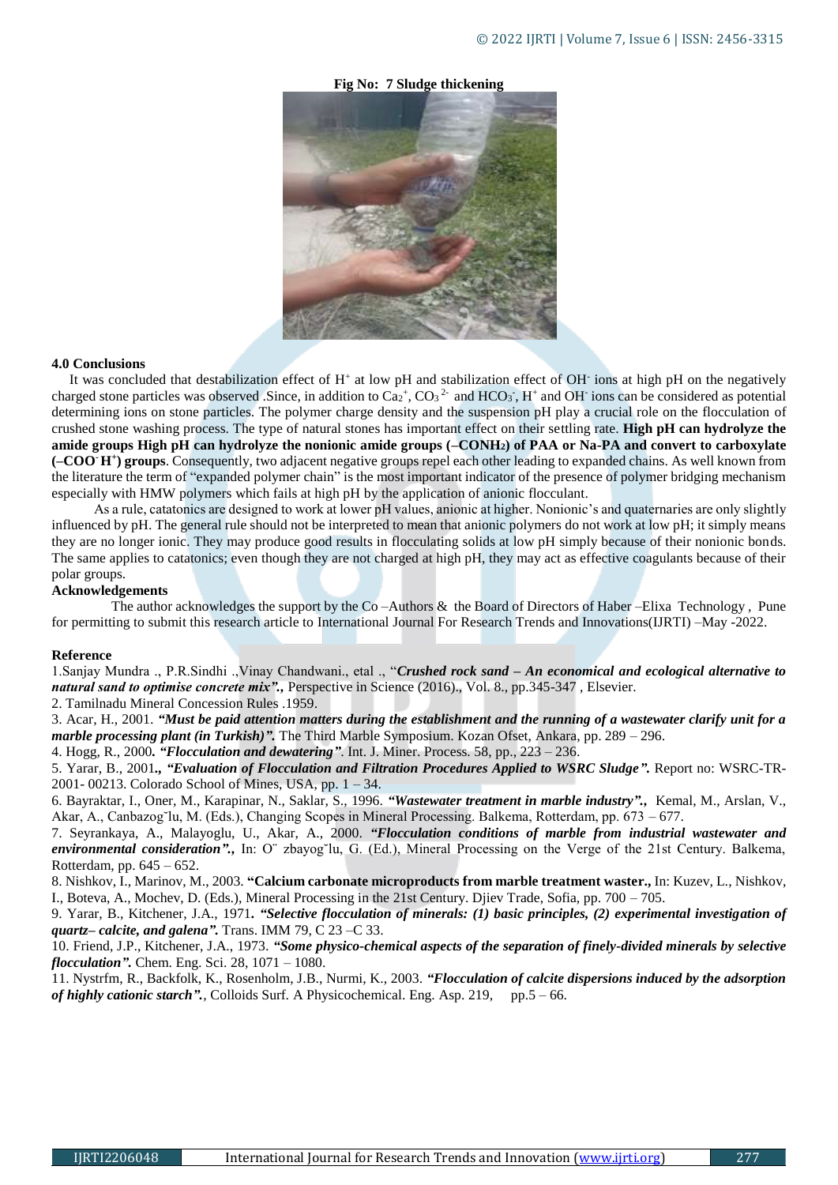**Fig No: 7 Sludge thickening**

### 4.0 Conclusions

It was concluded that destabilization effect of $H^+$ at low pH and stabilization effect of $OH^-$ ions at high pH on the negatively charged stone particles was observed .Since, in addition to $Ca_2^+$, $CO_3^{2-}$ and $HCO_3^-$, $H^+$ and $OH^-$ ions can be considered as potential determining ions on stone particles. The polymer charge density and the suspension pH play a crucial role on the flocculation of crushed stone washing process. The type of natural stones has important effect on their settling rate. **High pH can hydrolyze the amide groups High pH can hydrolyze the nonionic amide groups (–$CONH_2$) of PAA or Na-PA and convert to carboxylate (–$COO^- H^+$) groups**. Consequently, two adjacent negative groups repel each other leading to expanded chains. As well known from the literature the term of "expanded polymer chain" is the most important indicator of the presence of polymer bridging mechanism especially with HMW polymers which fails at high pH by the application of anionic flocculant.

As a rule, catatonics are designed to work at lower pH values, anionic at higher. Nonionic's and quaternaries are only slightly influenced by pH. The general rule should not be interpreted to mean that anionic polymers do not work at low pH; it simply means they are no longer ionic. They may produce good results in flocculating solids at low pH simply because of their nonionic bonds. The same applies to catatonics; even though they are not charged at high pH, they may act as effective coagulants because of their polar groups.

### Acknowledgements

The author acknowledges the support by the Co –Authors & the Board of Directors of Haber –Elixa Technology , Pune for permitting to submit this research article to International Journal For Research Trends and Innovations(IJRTI) –May -2022.

### Reference

1.Sanjay Mundra ., P.R.Sindhi .,Vinay Chandwani., etal ., "***Crushed rock sand – An economical and ecological alternative to natural sand to optimise concrete mix".,*** Perspective in Science (2016)., Vol. 8., pp.345-347 , Elsevier.

2. Tamilnadu Mineral Concession Rules .1959.

3. Acar, H., 2001. ***"Must be paid attention matters during the establishment and the running of a wastewater clarify unit for a marble processing plant (in Turkish)".*** The Third Marble Symposium. Kozan Ofset, Ankara, pp. 289 – 296.

4. Hogg, R., 2000**.** ***"Flocculation and dewatering"***. Int. J. Miner. Process. 58, pp., 223 – 236.

5. Yarar, B., 2001**.,** ***"Evaluation of Flocculation and Filtration Procedures Applied to WSRC Sludge".*** Report no: WSRC-TR-2001- 00213. Colorado School of Mines, USA, pp. 1 – 34.

6. Bayraktar, I., Oner, M., Karapinar, N., Saklar, S., 1996. ***"Wastewater treatment in marble industry".,*** Kemal, M., Arslan, V., Akar, A., Canbazog˘lu, M. (Eds.), Changing Scopes in Mineral Processing. Balkema, Rotterdam, pp. 673 – 677.

7. Seyrankaya, A., Malayoglu, U., Akar, A., 2000. ***"Flocculation conditions of marble from industrial wastewater and environmental consideration".,*** In: O¨ zbayog˘lu, G. (Ed.), Mineral Processing on the Verge of the 21st Century. Balkema, Rotterdam, pp. 645 – 652.

8. Nishkov, I., Marinov, M., 2003. **"Calcium carbonate microproducts from marble treatment waster.,** In: Kuzev, L., Nishkov, I., Boteva, A., Mochev, D. (Eds.), Mineral Processing in the 21st Century. Djiev Trade, Sofia, pp. 700 – 705.

9. Yarar, B., Kitchener, J.A., 1971**.** ***"Selective flocculation of minerals: (1) basic principles, (2) experimental investigation of quartz– calcite, and galena".*** Trans. IMM 79, C 23 –C 33.

10. Friend, J.P., Kitchener, J.A., 1973. ***"Some physico-chemical aspects of the separation of finely-divided minerals by selective flocculation".*** Chem. Eng. Sci. 28, 1071 – 1080.

11. Nystrfm, R., Backfolk, K., Rosenholm, J.B., Nurmi, K., 2003. ***"Flocculation of calcite dispersions induced by the adsorption of highly cationic starch".***, Colloids Surf. A Physicochemical. Eng. Asp. 219, pp.5 – 66.